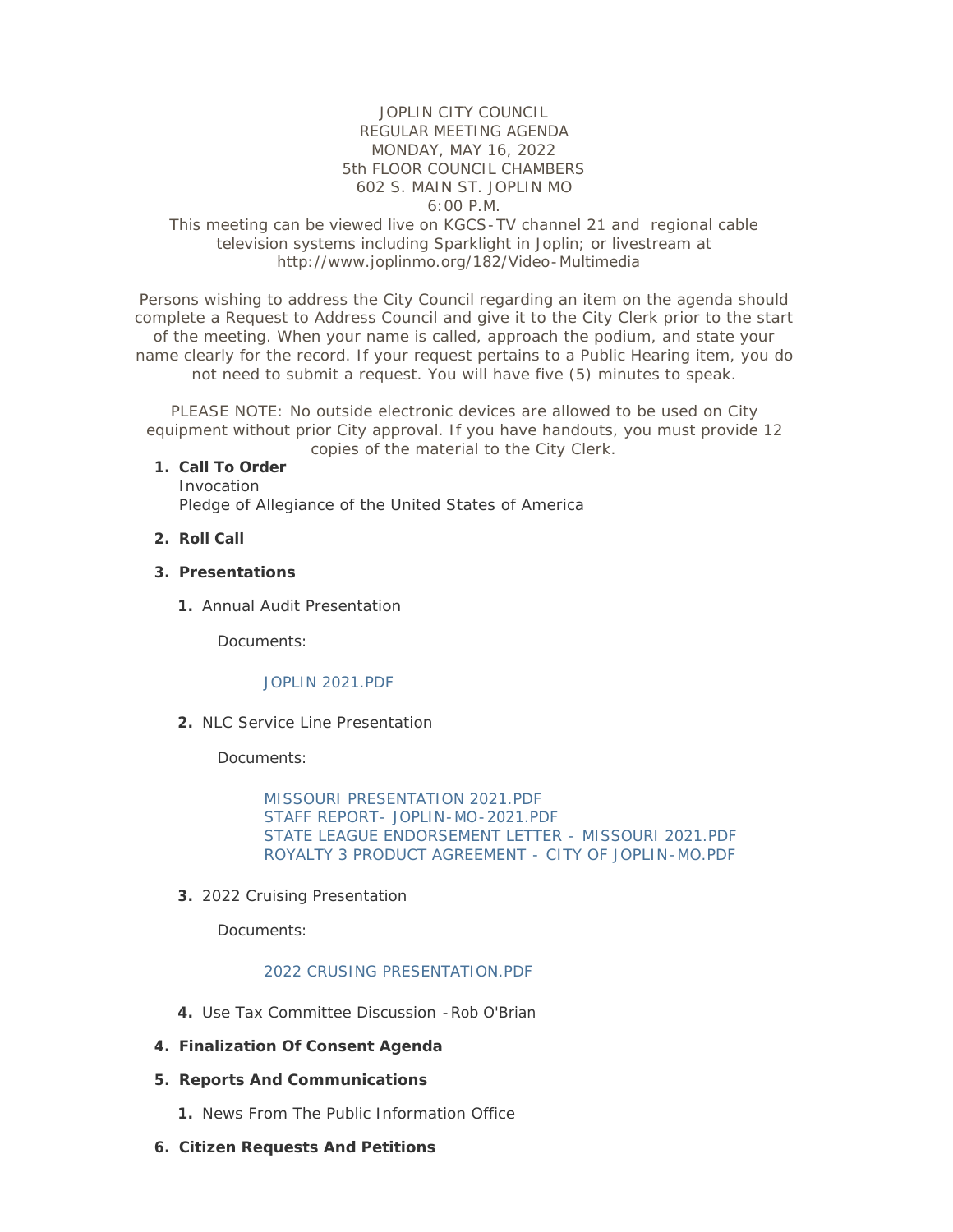JOPLIN CITY COUNCIL
REGULAR MEETING AGENDA
MONDAY, MAY 16, 2022
5th FLOOR COUNCIL CHAMBERS
602 S. MAIN ST. JOPLIN MO
6:00 P.M.

This meeting can be viewed live on KGCS-TV channel 21 and regional cable television systems including Sparklight in Joplin; or livestream at http://www.joplinmo.org/182/Video-Multimedia

Persons wishing to address the City Council regarding an item on the agenda should complete a Request to Address Council and give it to the City Clerk prior to the start of the meeting. When your name is called, approach the podium, and state your name clearly for the record. If your request pertains to a Public Hearing item, you do not need to submit a request. You will have five (5) minutes to speak.

PLEASE NOTE: No outside electronic devices are allowed to be used on City equipment without prior City approval. If you have handouts, you must provide 12 copies of the material to the City Clerk.

1. **Call To Order**
   Invocation
   Pledge of Allegiance of the United States of America

2. **Roll Call**

3. **Presentations**

   1. Annual Audit Presentation

      Documents:

      JOPLIN 2021.PDF

   2. NLC Service Line Presentation

      Documents:

      MISSOURI PRESENTATION 2021.PDF
      STAFF REPORT- JOPLIN-MO-2021.PDF
      STATE LEAGUE ENDORSEMENT LETTER - MISSOURI 2021.PDF
      ROYALTY 3 PRODUCT AGREEMENT - CITY OF JOPLIN-MO.PDF

   3. 2022 Cruising Presentation

      Documents:

      2022 CRUSING PRESENTATION.PDF

   4. Use Tax Committee Discussion -Rob O'Brian

4. **Finalization Of Consent Agenda**

5. **Reports And Communications**

   1. News From The Public Information Office

6. **Citizen Requests And Petitions**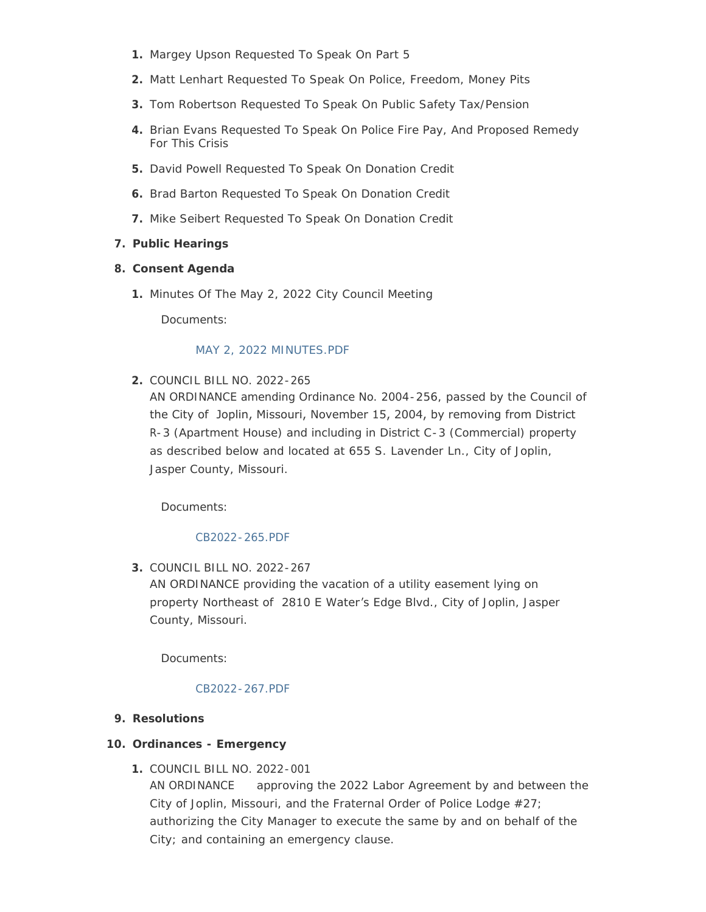1. Margey Upson Requested To Speak On Part 5
2. Matt Lenhart Requested To Speak On Police, Freedom, Money Pits
3. Tom Robertson Requested To Speak On Public Safety Tax/Pension
4. Brian Evans Requested To Speak On Police Fire Pay, And Proposed Remedy For This Crisis
5. David Powell Requested To Speak On Donation Credit
6. Brad Barton Requested To Speak On Donation Credit
7. Mike Seibert Requested To Speak On Donation Credit

7. **Public Hearings**

8. **Consent Agenda**

   1. Minutes Of The May 2, 2022 City Council Meeting

      Documents:

      MAY 2, 2022 MINUTES.PDF

   2. COUNCIL BILL NO. 2022-265
      AN ORDINANCE amending Ordinance No. 2004-256, passed by the Council of the City of Joplin, Missouri, November 15, 2004, by removing from District R-3 (Apartment House) and including in District C-3 (Commercial) property as described below and located at 655 S. Lavender Ln., City of Joplin, Jasper County, Missouri.

      Documents:

      CB2022-265.PDF

   3. COUNCIL BILL NO. 2022-267
      AN ORDINANCE providing the vacation of a utility easement lying on property Northeast of 2810 E Water's Edge Blvd., City of Joplin, Jasper County, Missouri.

      Documents:

      CB2022-267.PDF

9. **Resolutions**

10. **Ordinances - Emergency**

    1. COUNCIL BILL NO. 2022-001
       AN ORDINANCE approving the 2022 Labor Agreement by and between the City of Joplin, Missouri, and the Fraternal Order of Police Lodge #27; authorizing the City Manager to execute the same by and on behalf of the City; and containing an emergency clause.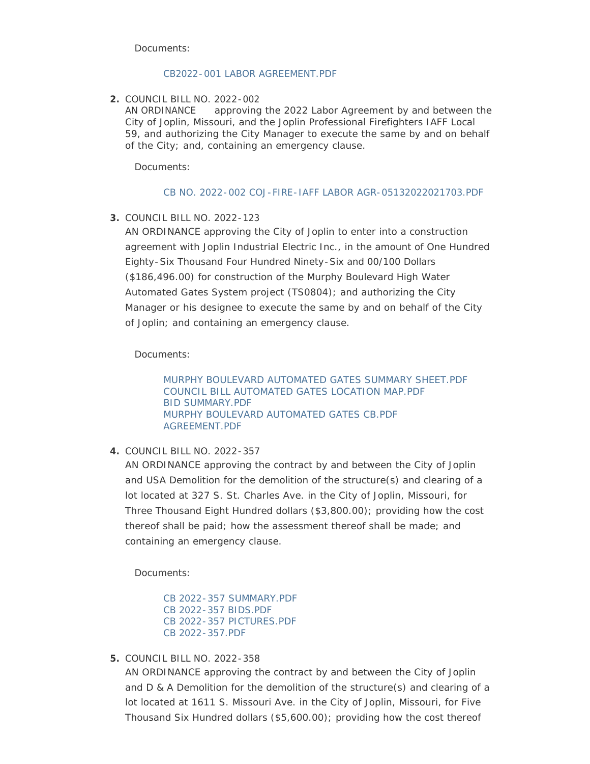Documents:

CB2022-001 LABOR AGREEMENT.PDF

2. COUNCIL BILL NO. 2022-002
   AN ORDINANCE approving the 2022 Labor Agreement by and between the City of Joplin, Missouri, and the Joplin Professional Firefighters IAFF Local 59, and authorizing the City Manager to execute the same by and on behalf of the City; and, containing an emergency clause.

   Documents:

   CB NO. 2022-002 COJ-FIRE-IAFF LABOR AGR-05132022021703.PDF

3. COUNCIL BILL NO. 2022-123
   AN ORDINANCE approving the City of Joplin to enter into a construction agreement with Joplin Industrial Electric Inc., in the amount of One Hundred Eighty-Six Thousand Four Hundred Ninety-Six and 00/100 Dollars ($186,496.00) for construction of the Murphy Boulevard High Water Automated Gates System project (TS0804); and authorizing the City Manager or his designee to execute the same by and on behalf of the City of Joplin; and containing an emergency clause.

   Documents:

   MURPHY BOULEVARD AUTOMATED GATES SUMMARY SHEET.PDF
   COUNCIL BILL AUTOMATED GATES LOCATION MAP.PDF
   BID SUMMARY.PDF
   MURPHY BOULEVARD AUTOMATED GATES CB.PDF
   AGREEMENT.PDF

4. COUNCIL BILL NO. 2022-357
   AN ORDINANCE approving the contract by and between the City of Joplin and USA Demolition for the demolition of the structure(s) and clearing of a lot located at 327 S. St. Charles Ave. in the City of Joplin, Missouri, for Three Thousand Eight Hundred dollars ($3,800.00); providing how the cost thereof shall be paid; how the assessment thereof shall be made; and containing an emergency clause.

   Documents:

   CB 2022-357 SUMMARY.PDF
   CB 2022-357 BIDS.PDF
   CB 2022-357 PICTURES.PDF
   CB 2022-357.PDF

5. COUNCIL BILL NO. 2022-358
   AN ORDINANCE approving the contract by and between the City of Joplin and D & A Demolition for the demolition of the structure(s) and clearing of a lot located at 1611 S. Missouri Ave. in the City of Joplin, Missouri, for Five Thousand Six Hundred dollars ($5,600.00); providing how the cost thereof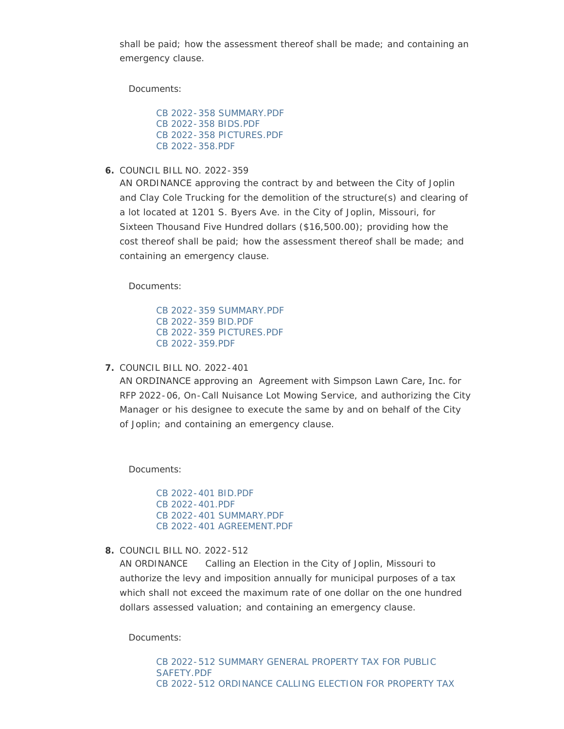shall be paid; how the assessment thereof shall be made; and containing an emergency clause.

Documents:

- CB 2022-358 SUMMARY.PDF
- CB 2022-358 BIDS.PDF
- CB 2022-358 PICTURES.PDF
- CB 2022-358.PDF

6. COUNCIL BILL NO. 2022-359
   AN ORDINANCE approving the contract by and between the City of Joplin and Clay Cole Trucking for the demolition of the structure(s) and clearing of a lot located at 1201 S. Byers Ave. in the City of Joplin, Missouri, for Sixteen Thousand Five Hundred dollars ($16,500.00); providing how the cost thereof shall be paid; how the assessment thereof shall be made; and containing an emergency clause.

   Documents:

   - CB 2022-359 SUMMARY.PDF
   - CB 2022-359 BID.PDF
   - CB 2022-359 PICTURES.PDF
   - CB 2022-359.PDF

7. COUNCIL BILL NO. 2022-401
   AN ORDINANCE approving an Agreement with Simpson Lawn Care, Inc. for RFP 2022-06, On-Call Nuisance Lot Mowing Service, and authorizing the City Manager or his designee to execute the same by and on behalf of the City of Joplin; and containing an emergency clause.

   Documents:

   - CB 2022-401 BID.PDF
   - CB 2022-401.PDF
   - CB 2022-401 SUMMARY.PDF
   - CB 2022-401 AGREEMENT.PDF

8. COUNCIL BILL NO. 2022-512
   AN ORDINANCE Calling an Election in the City of Joplin, Missouri to authorize the levy and imposition annually for municipal purposes of a tax which shall not exceed the maximum rate of one dollar on the one hundred dollars assessed valuation; and containing an emergency clause.

   Documents:

   - CB 2022-512 SUMMARY GENERAL PROPERTY TAX FOR PUBLIC SAFETY.PDF
   - CB 2022-512 ORDINANCE CALLING ELECTION FOR PROPERTY TAX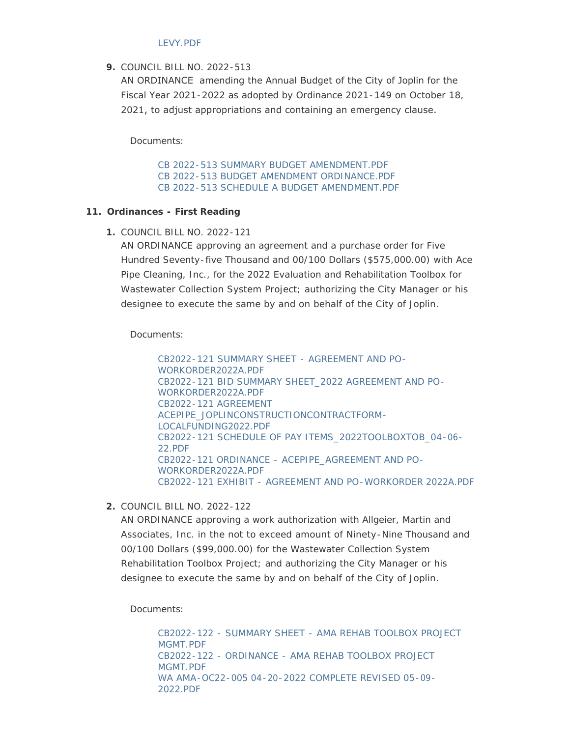LEVY.PDF

9. COUNCIL BILL NO. 2022-513

   AN ORDINANCE amending the Annual Budget of the City of Joplin for the Fiscal Year 2021-2022 as adopted by Ordinance 2021-149 on October 18, 2021, to adjust appropriations and containing an emergency clause.

   Documents:

   CB 2022-513 SUMMARY BUDGET AMENDMENT.PDF
   CB 2022-513 BUDGET AMENDMENT ORDINANCE.PDF
   CB 2022-513 SCHEDULE A BUDGET AMENDMENT.PDF

**11. Ordinances - First Reading**

1. COUNCIL BILL NO. 2022-121

   AN ORDINANCE approving an agreement and a purchase order for Five Hundred Seventy-five Thousand and 00/100 Dollars ($575,000.00) with Ace Pipe Cleaning, Inc., for the 2022 Evaluation and Rehabilitation Toolbox for Wastewater Collection System Project; authorizing the City Manager or his designee to execute the same by and on behalf of the City of Joplin.

   Documents:

   CB2022-121 SUMMARY SHEET - AGREEMENT AND PO-WORKORDER2022A.PDF
   CB2022-121 BID SUMMARY SHEET_2022 AGREEMENT AND PO-WORKORDER2022A.PDF
   CB2022-121 AGREEMENT ACEPIPE_JOPLINCONSTRUCTIONCONTRACTFORM-LOCALFUNDING2022.PDF
   CB2022-121 SCHEDULE OF PAY ITEMS_2022TOOLBOXTOB_04-06-22.PDF
   CB2022-121 ORDINANCE - ACEPIPE_AGREEMENT AND PO-WORKORDER2022A.PDF
   CB2022-121 EXHIBIT - AGREEMENT AND PO-WORKORDER 2022A.PDF

2. COUNCIL BILL NO. 2022-122

   AN ORDINANCE approving a work authorization with Allgeier, Martin and Associates, Inc. in the not to exceed amount of Ninety-Nine Thousand and 00/100 Dollars ($99,000.00) for the Wastewater Collection System Rehabilitation Toolbox Project; and authorizing the City Manager or his designee to execute the same by and on behalf of the City of Joplin.

   Documents:

   CB2022-122 - SUMMARY SHEET - AMA REHAB TOOLBOX PROJECT MGMT.PDF
   CB2022-122 - ORDINANCE - AMA REHAB TOOLBOX PROJECT MGMT.PDF
   WA AMA-OC22-005 04-20-2022 COMPLETE REVISED 05-09-2022.PDF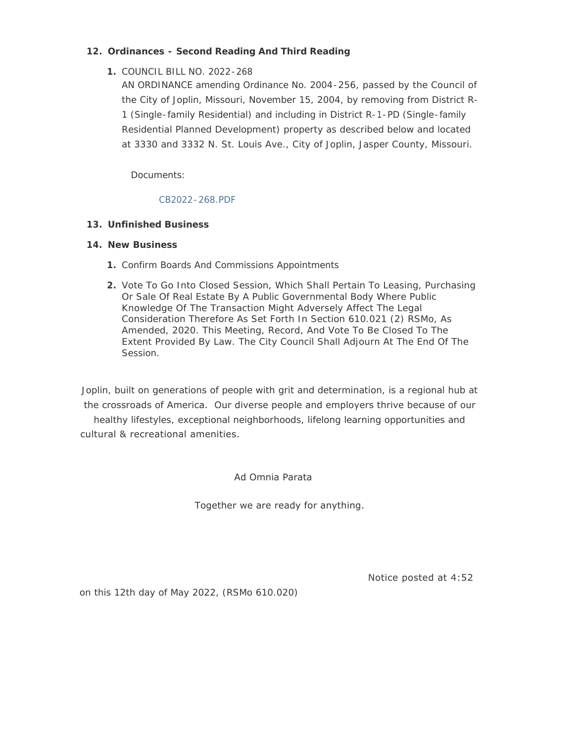12. **Ordinances - Second Reading And Third Reading**

    1. COUNCIL BILL NO. 2022-268
       AN ORDINANCE amending Ordinance No. 2004-256, passed by the Council of the City of Joplin, Missouri, November 15, 2004, by removing from District R-1 (Single-family Residential) and including in District R-1-PD (Single-family Residential Planned Development) property as described below and located at 3330 and 3332 N. St. Louis Ave., City of Joplin, Jasper County, Missouri.

       Documents:

       CB2022-268.PDF

13. **Unfinished Business**

14. **New Business**

    1. Confirm Boards And Commissions Appointments

    2. Vote To Go Into Closed Session, Which Shall Pertain To Leasing, Purchasing Or Sale Of Real Estate By A Public Governmental Body Where Public Knowledge Of The Transaction Might Adversely Affect The Legal Consideration Therefore As Set Forth In Section 610.021 (2) RSMo, As Amended, 2020. This Meeting, Record, And Vote To Be Closed To The Extent Provided By Law. The City Council Shall Adjourn At The End Of The Session.

Joplin, built on generations of people with grit and determination, is a regional hub at the crossroads of America. Our diverse people and employers thrive because of our healthy lifestyles, exceptional neighborhoods, lifelong learning opportunities and cultural & recreational amenities.

Ad Omnia Parata

Together we are ready for anything.

Notice posted at 4:52 on this 12th day of May 2022, (RSMo 610.020)